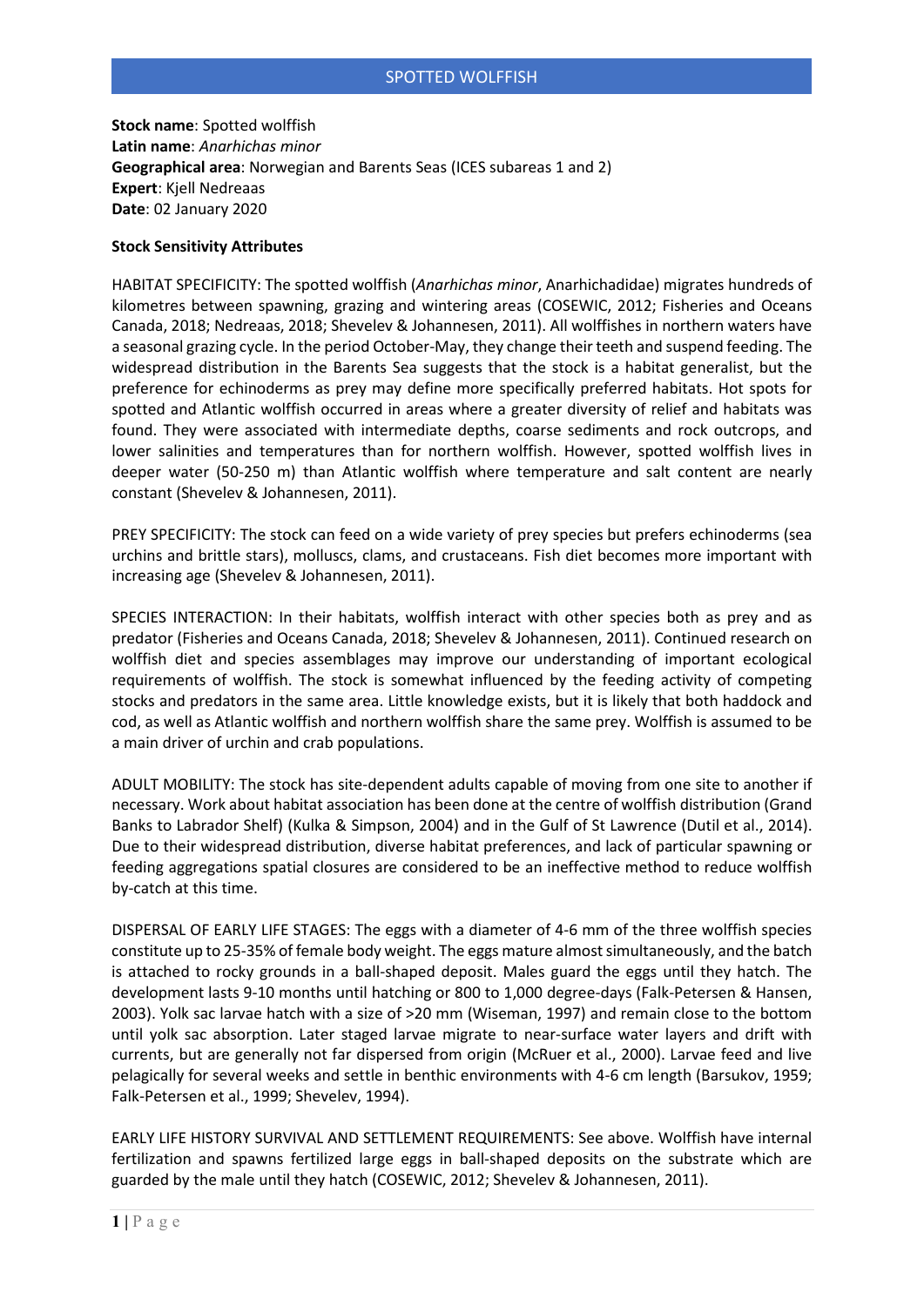# SPOTTED WOLFFISH

**Stock name**: Spotted wolffish
**Latin name**: *Anarhichas minor*
**Geographical area**: Norwegian and Barents Seas (ICES subareas 1 and 2)
**Expert**: Kjell Nedreaas
**Date**: 02 January 2020

**Stock Sensitivity Attributes**

HABITAT SPECIFICITY: The spotted wolffish (*Anarhichas minor*, Anarhichadidae) migrates hundreds of kilometres between spawning, grazing and wintering areas (COSEWIC, 2012; Fisheries and Oceans Canada, 2018; Nedreaas, 2018; Shevelev & Johannesen, 2011). All wolffishes in northern waters have a seasonal grazing cycle. In the period October-May, they change their teeth and suspend feeding. The widespread distribution in the Barents Sea suggests that the stock is a habitat generalist, but the preference for echinoderms as prey may define more specifically preferred habitats. Hot spots for spotted and Atlantic wolffish occurred in areas where a greater diversity of relief and habitats was found. They were associated with intermediate depths, coarse sediments and rock outcrops, and lower salinities and temperatures than for northern wolffish. However, spotted wolffish lives in deeper water (50-250 m) than Atlantic wolffish where temperature and salt content are nearly constant (Shevelev & Johannesen, 2011).

PREY SPECIFICITY: The stock can feed on a wide variety of prey species but prefers echinoderms (sea urchins and brittle stars), molluscs, clams, and crustaceans. Fish diet becomes more important with increasing age (Shevelev & Johannesen, 2011).

SPECIES INTERACTION: In their habitats, wolffish interact with other species both as prey and as predator (Fisheries and Oceans Canada, 2018; Shevelev & Johannesen, 2011). Continued research on wolffish diet and species assemblages may improve our understanding of important ecological requirements of wolffish. The stock is somewhat influenced by the feeding activity of competing stocks and predators in the same area. Little knowledge exists, but it is likely that both haddock and cod, as well as Atlantic wolffish and northern wolffish share the same prey. Wolffish is assumed to be a main driver of urchin and crab populations.

ADULT MOBILITY: The stock has site-dependent adults capable of moving from one site to another if necessary. Work about habitat association has been done at the centre of wolffish distribution (Grand Banks to Labrador Shelf) (Kulka & Simpson, 2004) and in the Gulf of St Lawrence (Dutil et al., 2014). Due to their widespread distribution, diverse habitat preferences, and lack of particular spawning or feeding aggregations spatial closures are considered to be an ineffective method to reduce wolffish by-catch at this time.

DISPERSAL OF EARLY LIFE STAGES: The eggs with a diameter of 4-6 mm of the three wolffish species constitute up to 25-35% of female body weight. The eggs mature almost simultaneously, and the batch is attached to rocky grounds in a ball-shaped deposit. Males guard the eggs until they hatch. The development lasts 9-10 months until hatching or 800 to 1,000 degree-days (Falk-Petersen & Hansen, 2003). Yolk sac larvae hatch with a size of >20 mm (Wiseman, 1997) and remain close to the bottom until yolk sac absorption. Later staged larvae migrate to near-surface water layers and drift with currents, but are generally not far dispersed from origin (McRuer et al., 2000). Larvae feed and live pelagically for several weeks and settle in benthic environments with 4-6 cm length (Barsukov, 1959; Falk-Petersen et al., 1999; Shevelev, 1994).

EARLY LIFE HISTORY SURVIVAL AND SETTLEMENT REQUIREMENTS: See above. Wolffish have internal fertilization and spawns fertilized large eggs in ball-shaped deposits on the substrate which are guarded by the male until they hatch (COSEWIC, 2012; Shevelev & Johannesen, 2011).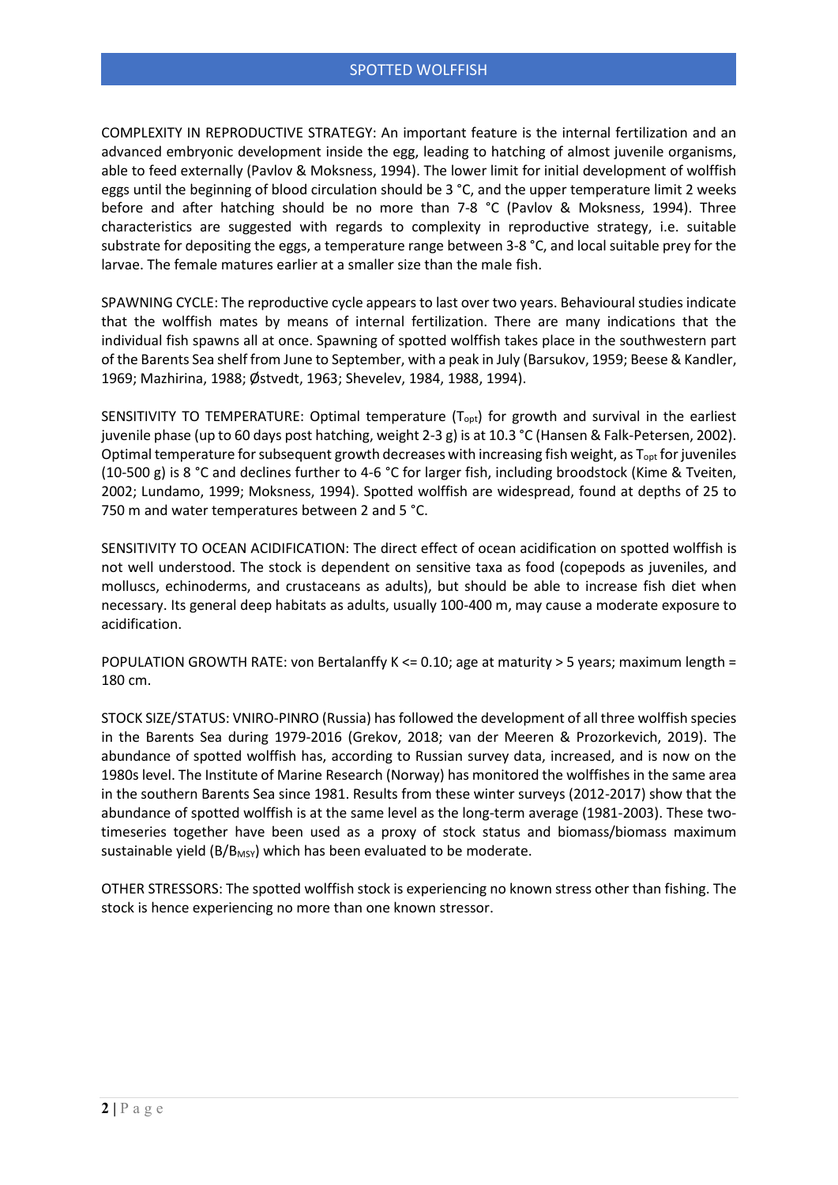# SPOTTED WOLFFISH

COMPLEXITY IN REPRODUCTIVE STRATEGY: An important feature is the internal fertilization and an advanced embryonic development inside the egg, leading to hatching of almost juvenile organisms, able to feed externally (Pavlov & Moksness, 1994). The lower limit for initial development of wolffish eggs until the beginning of blood circulation should be 3 °C, and the upper temperature limit 2 weeks before and after hatching should be no more than 7-8 °C (Pavlov & Moksness, 1994). Three characteristics are suggested with regards to complexity in reproductive strategy, i.e. suitable substrate for depositing the eggs, a temperature range between 3-8 °C, and local suitable prey for the larvae. The female matures earlier at a smaller size than the male fish.

SPAWNING CYCLE: The reproductive cycle appears to last over two years. Behavioural studies indicate that the wolffish mates by means of internal fertilization. There are many indications that the individual fish spawns all at once. Spawning of spotted wolffish takes place in the southwestern part of the Barents Sea shelf from June to September, with a peak in July (Barsukov, 1959; Beese & Kandler, 1969; Mazhirina, 1988; Østvedt, 1963; Shevelev, 1984, 1988, 1994).

SENSITIVITY TO TEMPERATURE: Optimal temperature ($T_{opt}$) for growth and survival in the earliest juvenile phase (up to 60 days post hatching, weight 2-3 g) is at 10.3 °C (Hansen & Falk-Petersen, 2002). Optimal temperature for subsequent growth decreases with increasing fish weight, as $T_{opt}$ for juveniles (10-500 g) is 8 °C and declines further to 4-6 °C for larger fish, including broodstock (Kime & Tveiten, 2002; Lundamo, 1999; Moksness, 1994). Spotted wolffish are widespread, found at depths of 25 to 750 m and water temperatures between 2 and 5 °C.

SENSITIVITY TO OCEAN ACIDIFICATION: The direct effect of ocean acidification on spotted wolffish is not well understood. The stock is dependent on sensitive taxa as food (copepods as juveniles, and molluscs, echinoderms, and crustaceans as adults), but should be able to increase fish diet when necessary. Its general deep habitats as adults, usually 100-400 m, may cause a moderate exposure to acidification.

POPULATION GROWTH RATE: von Bertalanffy K <= 0.10; age at maturity > 5 years; maximum length = 180 cm.

STOCK SIZE/STATUS: VNIRO-PINRO (Russia) has followed the development of all three wolffish species in the Barents Sea during 1979-2016 (Grekov, 2018; van der Meeren & Prozorkevich, 2019). The abundance of spotted wolffish has, according to Russian survey data, increased, and is now on the 1980s level. The Institute of Marine Research (Norway) has monitored the wolffishes in the same area in the southern Barents Sea since 1981. Results from these winter surveys (2012-2017) show that the abundance of spotted wolffish is at the same level as the long-term average (1981-2003). These two-timeseries together have been used as a proxy of stock status and biomass/biomass maximum sustainable yield ($B/B_{MSY}$) which has been evaluated to be moderate.

OTHER STRESSORS: The spotted wolffish stock is experiencing no known stress other than fishing. The stock is hence experiencing no more than one known stressor.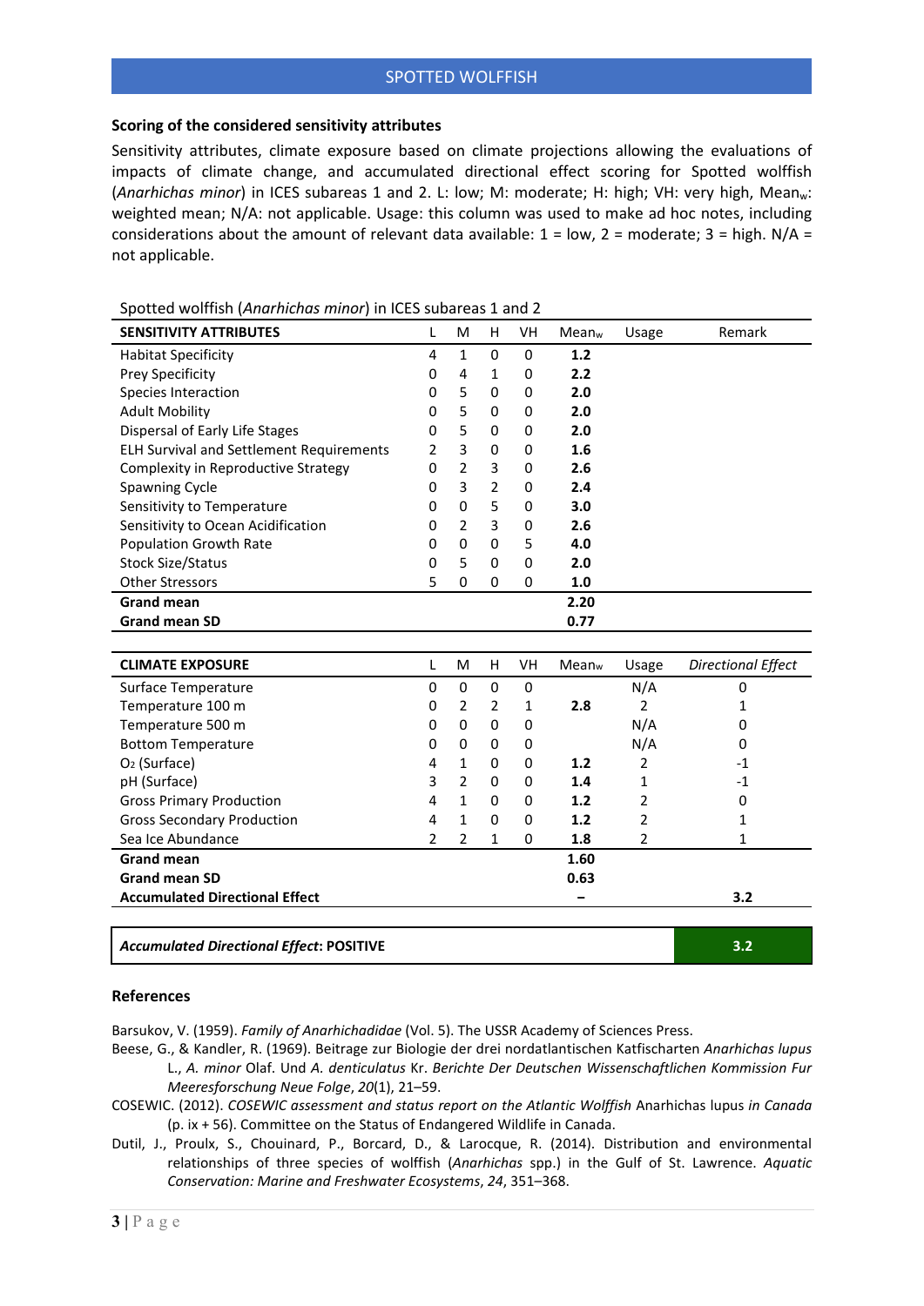## SPOTTED WOLFFISH

**Scoring of the considered sensitivity attributes**

Sensitivity attributes, climate exposure based on climate projections allowing the evaluations of impacts of climate change, and accumulated directional effect scoring for Spotted wolffish (*Anarhichas minor*) in ICES subareas 1 and 2. L: low; M: moderate; H: high; VH: very high, $Mean_w$: weighted mean; N/A: not applicable. Usage: this column was used to make ad hoc notes, including considerations about the amount of relevant data available: 1 = low, 2 = moderate; 3 = high. N/A = not applicable.

Spotted wolffish (*Anarhichas minor*) in ICES subareas 1 and 2

| **SENSITIVITY ATTRIBUTES** | L | M | H | VH | $Mean_w$ | Usage | Remark |
|---|---|---|---|---|---|---|---|
| Habitat Specificity | 4 | 1 | 0 | 0 | **1.2** | | |
| Prey Specificity | 0 | 4 | 1 | 0 | **2.2** | | |
| Species Interaction | 0 | 5 | 0 | 0 | **2.0** | | |
| Adult Mobility | 0 | 5 | 0 | 0 | **2.0** | | |
| Dispersal of Early Life Stages | 0 | 5 | 0 | 0 | **2.0** | | |
| ELH Survival and Settlement Requirements | 2 | 3 | 0 | 0 | **1.6** | | |
| Complexity in Reproductive Strategy | 0 | 2 | 3 | 0 | **2.6** | | |
| Spawning Cycle | 0 | 3 | 2 | 0 | **2.4** | | |
| Sensitivity to Temperature | 0 | 0 | 5 | 0 | **3.0** | | |
| Sensitivity to Ocean Acidification | 0 | 2 | 3 | 0 | **2.6** | | |
| Population Growth Rate | 0 | 0 | 0 | 5 | **4.0** | | |
| Stock Size/Status | 0 | 5 | 0 | 0 | **2.0** | | |
| Other Stressors | 5 | 0 | 0 | 0 | **1.0** | | |
| **Grand mean** | | | | | **2.20** | | |
| **Grand mean SD** | | | | | **0.77** | | |

| **CLIMATE EXPOSURE** | L | M | H | VH | $Mean_w$ | Usage | *Directional Effect* |
|---|---|---|---|---|---|---|---|
| Surface Temperature | 0 | 0 | 0 | 0 | | N/A | 0 |
| Temperature 100 m | 0 | 2 | 2 | 1 | **2.8** | 2 | 1 |
| Temperature 500 m | 0 | 0 | 0 | 0 | | N/A | 0 |
| Bottom Temperature | 0 | 0 | 0 | 0 | | N/A | 0 |
| $O_2$ (Surface) | 4 | 1 | 0 | 0 | **1.2** | 2 | -1 |
| pH (Surface) | 3 | 2 | 0 | 0 | **1.4** | 1 | -1 |
| Gross Primary Production | 4 | 1 | 0 | 0 | **1.2** | 2 | 0 |
| Gross Secondary Production | 4 | 1 | 0 | 0 | **1.2** | 2 | 1 |
| Sea Ice Abundance | 2 | 2 | 1 | 0 | **1.8** | 2 | 1 |
| **Grand mean** | | | | | **1.60** | | |
| **Grand mean SD** | | | | | **0.63** | | |
| **Accumulated Directional Effect** | | | | | **–** | | **3.2** |

| ***Accumulated Directional Effect*: POSITIVE** | **3.2** |
|---|---|

**References**

Barsukov, V. (1959). *Family of Anarhichadidae* (Vol. 5). The USSR Academy of Sciences Press.

Beese, G., & Kandler, R. (1969). Beitrage zur Biologie der drei nordatlantischen Katfischarten *Anarhichas lupus* L., *A. minor* Olaf. Und *A. denticulatus* Kr. *Berichte Der Deutschen Wissenschaftlichen Kommission Fur Meeresforschung Neue Folge*, *20*(1), 21–59.

COSEWIC. (2012). *COSEWIC assessment and status report on the Atlantic Wolffish* Anarhichas lupus *in Canada* (p. ix + 56). Committee on the Status of Endangered Wildlife in Canada.

Dutil, J., Proulx, S., Chouinard, P., Borcard, D., & Larocque, R. (2014). Distribution and environmental relationships of three species of wolffish (*Anarhichas* spp.) in the Gulf of St. Lawrence. *Aquatic Conservation: Marine and Freshwater Ecosystems*, *24*, 351–368.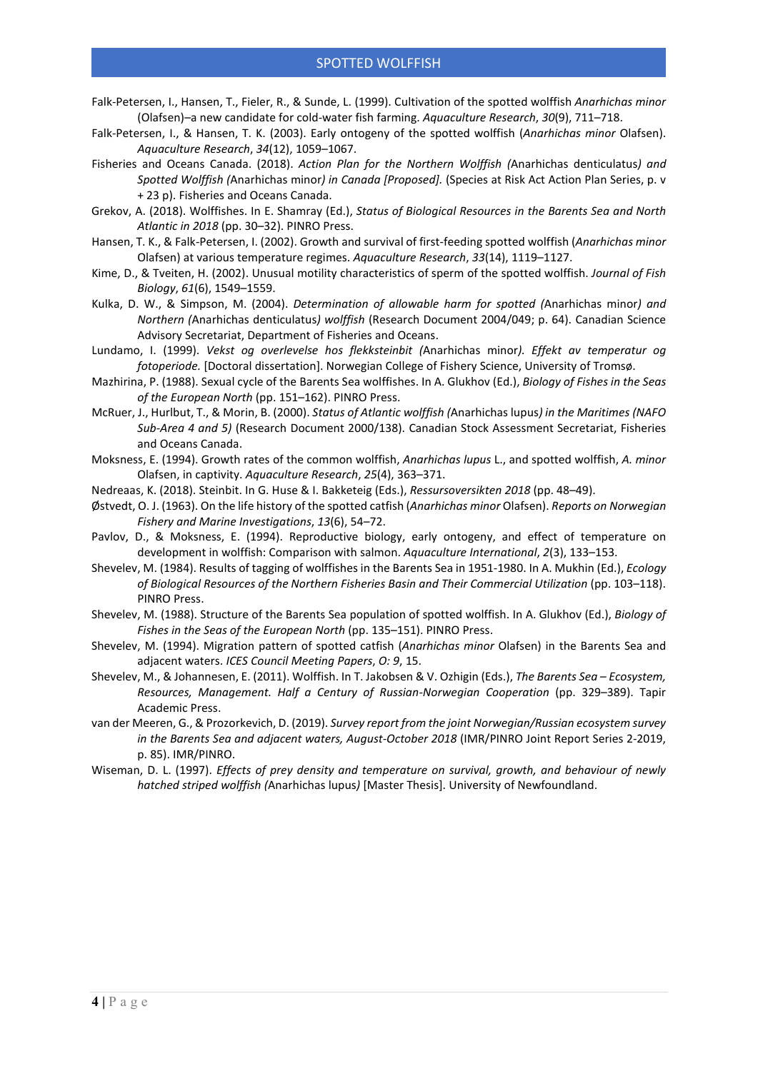Falk-Petersen, I., Hansen, T., Fieler, R., & Sunde, L. (1999). Cultivation of the spotted wolffish *Anarhichas minor* (Olafsen)–a new candidate for cold-water fish farming. *Aquaculture Research*, *30*(9), 711–718.

Falk-Petersen, I., & Hansen, T. K. (2003). Early ontogeny of the spotted wolffish (*Anarhichas minor* Olafsen). *Aquaculture Research*, *34*(12), 1059–1067.

Fisheries and Oceans Canada. (2018). *Action Plan for the Northern Wolffish (*Anarhichas denticulatus*) and Spotted Wolffish (*Anarhichas minor*) in Canada [Proposed].* (Species at Risk Act Action Plan Series, p. v + 23 p). Fisheries and Oceans Canada.

Grekov, A. (2018). Wolffishes. In E. Shamray (Ed.), *Status of Biological Resources in the Barents Sea and North Atlantic in 2018* (pp. 30–32). PINRO Press.

Hansen, T. K., & Falk-Petersen, I. (2002). Growth and survival of first-feeding spotted wolffish (*Anarhichas minor* Olafsen) at various temperature regimes. *Aquaculture Research*, *33*(14), 1119–1127.

Kime, D., & Tveiten, H. (2002). Unusual motility characteristics of sperm of the spotted wolffish. *Journal of Fish Biology*, *61*(6), 1549–1559.

Kulka, D. W., & Simpson, M. (2004). *Determination of allowable harm for spotted (*Anarhichas minor*) and Northern (*Anarhichas denticulatus*) wolffish* (Research Document 2004/049; p. 64). Canadian Science Advisory Secretariat, Department of Fisheries and Oceans.

Lundamo, I. (1999). *Vekst og overlevelse hos flekksteinbit (*Anarhichas minor*). Effekt av temperatur og fotoperiode.* [Doctoral dissertation]. Norwegian College of Fishery Science, University of Tromsø.

Mazhirina, P. (1988). Sexual cycle of the Barents Sea wolffishes. In A. Glukhov (Ed.), *Biology of Fishes in the Seas of the European North* (pp. 151–162). PINRO Press.

McRuer, J., Hurlbut, T., & Morin, B. (2000). *Status of Atlantic wolffish (*Anarhichas lupus*) in the Maritimes (NAFO Sub-Area 4 and 5)* (Research Document 2000/138). Canadian Stock Assessment Secretariat, Fisheries and Oceans Canada.

Moksness, E. (1994). Growth rates of the common wolffish, *Anarhichas lupus* L., and spotted wolffish, *A. minor* Olafsen, in captivity. *Aquaculture Research*, *25*(4), 363–371.

Nedreaas, K. (2018). Steinbit. In G. Huse & I. Bakketeig (Eds.), *Ressursoversikten 2018* (pp. 48–49).

Østvedt, O. J. (1963). On the life history of the spotted catfish (*Anarhichas minor* Olafsen). *Reports on Norwegian Fishery and Marine Investigations*, *13*(6), 54–72.

Pavlov, D., & Moksness, E. (1994). Reproductive biology, early ontogeny, and effect of temperature on development in wolffish: Comparison with salmon. *Aquaculture International*, *2*(3), 133–153.

Shevelev, M. (1984). Results of tagging of wolffishes in the Barents Sea in 1951-1980. In A. Mukhin (Ed.), *Ecology of Biological Resources of the Northern Fisheries Basin and Their Commercial Utilization* (pp. 103–118). PINRO Press.

Shevelev, M. (1988). Structure of the Barents Sea population of spotted wolffish. In A. Glukhov (Ed.), *Biology of Fishes in the Seas of the European North* (pp. 135–151). PINRO Press.

Shevelev, M. (1994). Migration pattern of spotted catfish (*Anarhichas minor* Olafsen) in the Barents Sea and adjacent waters. *ICES Council Meeting Papers*, *O: 9*, 15.

Shevelev, M., & Johannesen, E. (2011). Wolffish. In T. Jakobsen & V. Ozhigin (Eds.), *The Barents Sea – Ecosystem, Resources, Management. Half a Century of Russian-Norwegian Cooperation* (pp. 329–389). Tapir Academic Press.

van der Meeren, G., & Prozorkevich, D. (2019). *Survey report from the joint Norwegian/Russian ecosystem survey in the Barents Sea and adjacent waters, August-October 2018* (IMR/PINRO Joint Report Series 2-2019, p. 85). IMR/PINRO.

Wiseman, D. L. (1997). *Effects of prey density and temperature on survival, growth, and behaviour of newly hatched striped wolffish (*Anarhichas lupus*)* [Master Thesis]. University of Newfoundland.